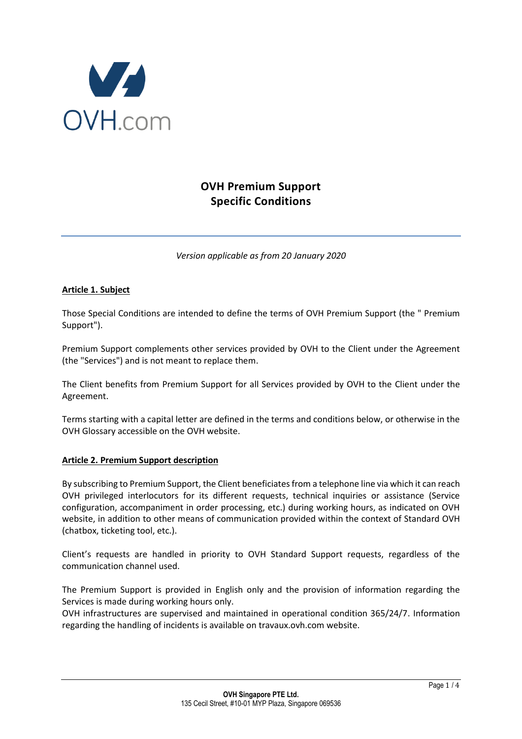OVH.com

# OVH Premium Support Specific Conditions

*Version applicable as from 20 January 2020*

## Article 1. Subject

Those Special Conditions are intended to define the terms of OVH Premium Support (the " Premium Support").

Premium Support complements other services provided by OVH to the Client under the Agreement (the "Services") and is not meant to replace them.

The Client benefits from Premium Support for all Services provided by OVH to the Client under the Agreement.

Terms starting with a capital letter are defined in the terms and conditions below, or otherwise in the OVH Glossary accessible on the OVH website.

## Article 2. Premium Support description

By subscribing to Premium Support, the Client beneficiates from a telephone line via which it can reach OVH privileged interlocutors for its different requests, technical inquiries or assistance (Service configuration, accompaniment in order processing, etc.) during working hours, as indicated on OVH website, in addition to other means of communication provided within the context of Standard OVH (chatbox, ticketing tool, etc.).

Client's requests are handled in priority to OVH Standard Support requests, regardless of the communication channel used.

The Premium Support is provided in English only and the provision of information regarding the Services is made during working hours only.
OVH infrastructures are supervised and maintained in operational condition 365/24/7. Information regarding the handling of incidents is available on travaux.ovh.com website.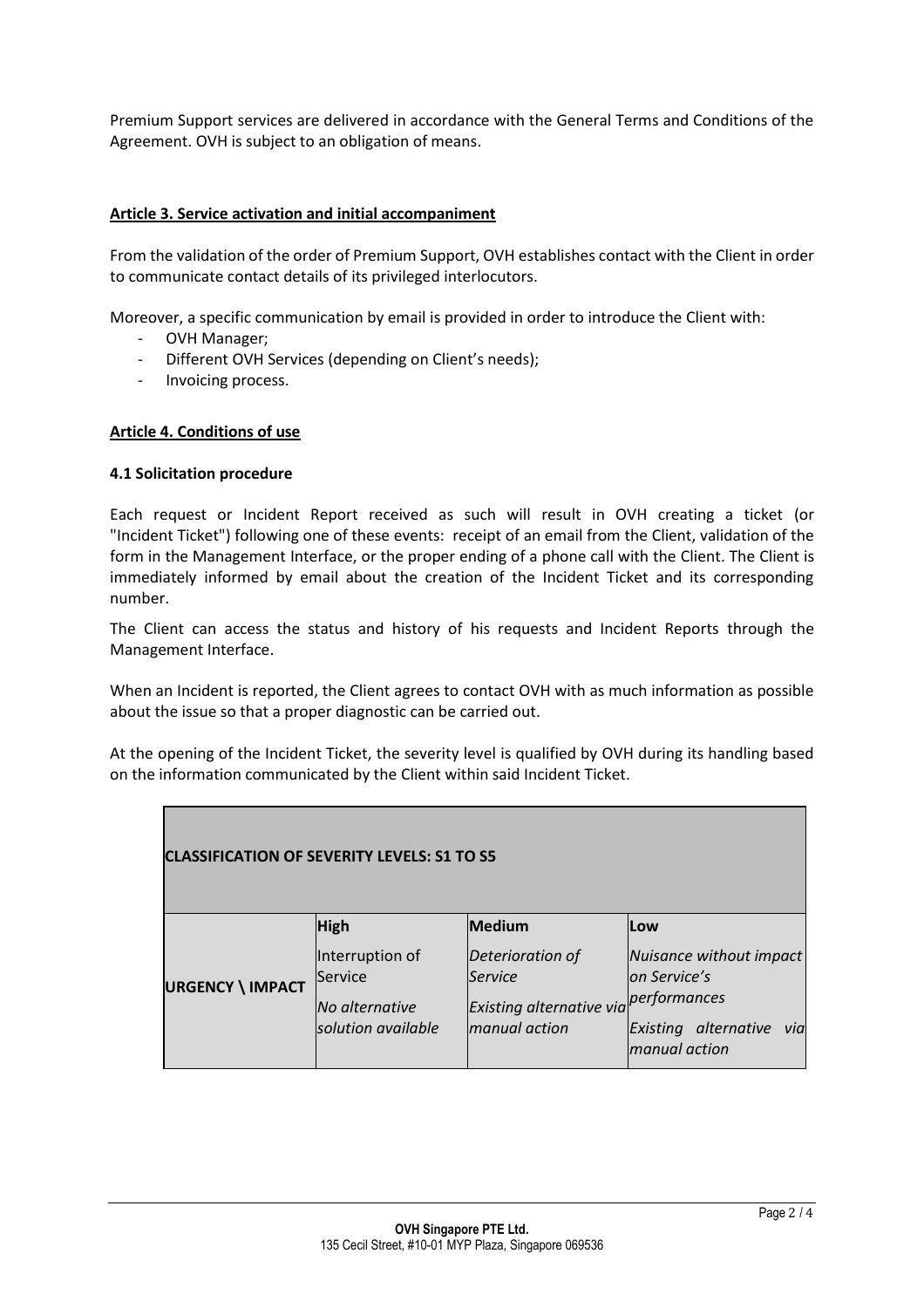Premium Support services are delivered in accordance with the General Terms and Conditions of the Agreement. OVH is subject to an obligation of means.

## Article 3. Service activation and initial accompaniment

From the validation of the order of Premium Support, OVH establishes contact with the Client in order to communicate contact details of its privileged interlocutors.

Moreover, a specific communication by email is provided in order to introduce the Client with:

- OVH Manager;
- Different OVH Services (depending on Client's needs);
- Invoicing process.

## Article 4. Conditions of use

### 4.1 Solicitation procedure

Each request or Incident Report received as such will result in OVH creating a ticket (or "Incident Ticket") following one of these events: receipt of an email from the Client, validation of the form in the Management Interface, or the proper ending of a phone call with the Client. The Client is immediately informed by email about the creation of the Incident Ticket and its corresponding number.

The Client can access the status and history of his requests and Incident Reports through the Management Interface.

When an Incident is reported, the Client agrees to contact OVH with as much information as possible about the issue so that a proper diagnostic can be carried out.

At the opening of the Incident Ticket, the severity level is qualified by OVH during its handling based on the information communicated by the Client within said Incident Ticket.

| **CLASSIFICATION OF SEVERITY LEVELS: S1 TO S5** | | | |
|---|---|---|---|
| **URGENCY \ IMPACT** | **High**<br>Interruption of Service<br>*No alternative solution available* | **Medium**<br>*Deterioration of Service*<br>*Existing alternative via manual action* | **Low**<br>*Nuisance without impact on Service's performances*<br>*Existing alternative via manual action* |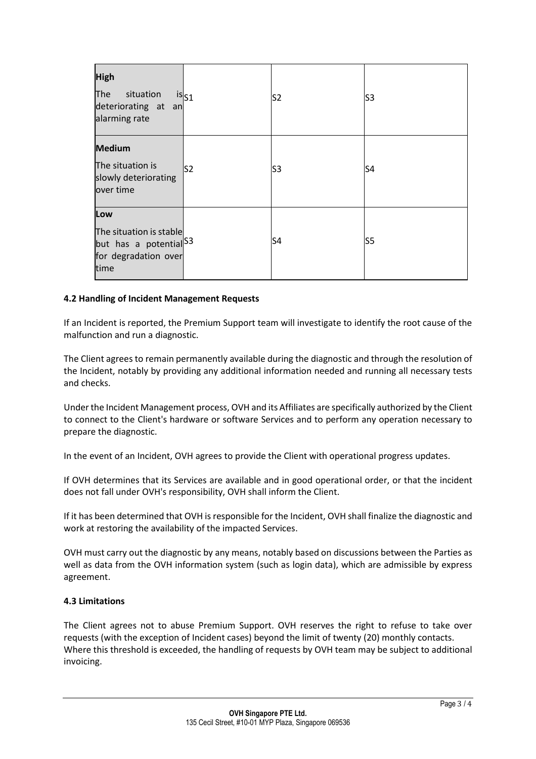| | | | |
|---|---|---|---|
| **High**<br>The situation is deteriorating at an alarming rate | S1 | S2 | S3 |
| **Medium**<br>The situation is slowly deteriorating over time | S2 | S3 | S4 |
| **Low**<br>The situation is stable but has a potential for degradation over time | S3 | S4 | S5 |

**4.2 Handling of Incident Management Requests**

If an Incident is reported, the Premium Support team will investigate to identify the root cause of the malfunction and run a diagnostic.

The Client agrees to remain permanently available during the diagnostic and through the resolution of the Incident, notably by providing any additional information needed and running all necessary tests and checks.

Under the Incident Management process, OVH and its Affiliates are specifically authorized by the Client to connect to the Client's hardware or software Services and to perform any operation necessary to prepare the diagnostic.

In the event of an Incident, OVH agrees to provide the Client with operational progress updates.

If OVH determines that its Services are available and in good operational order, or that the incident does not fall under OVH's responsibility, OVH shall inform the Client.

If it has been determined that OVH is responsible for the Incident, OVH shall finalize the diagnostic and work at restoring the availability of the impacted Services.

OVH must carry out the diagnostic by any means, notably based on discussions between the Parties as well as data from the OVH information system (such as login data), which are admissible by express agreement.

**4.3 Limitations**

The Client agrees not to abuse Premium Support. OVH reserves the right to refuse to take over requests (with the exception of Incident cases) beyond the limit of twenty (20) monthly contacts. Where this threshold is exceeded, the handling of requests by OVH team may be subject to additional invoicing.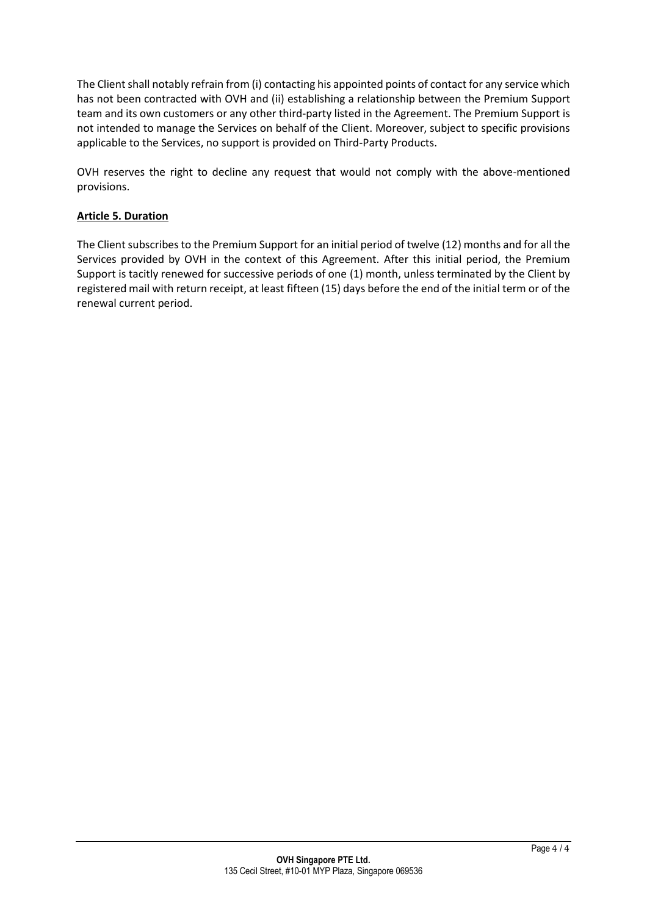The Client shall notably refrain from (i) contacting his appointed points of contact for any service which has not been contracted with OVH and (ii) establishing a relationship between the Premium Support team and its own customers or any other third-party listed in the Agreement. The Premium Support is not intended to manage the Services on behalf of the Client. Moreover, subject to specific provisions applicable to the Services, no support is provided on Third-Party Products.

OVH reserves the right to decline any request that would not comply with the above-mentioned provisions.

**Article 5. Duration**

The Client subscribes to the Premium Support for an initial period of twelve (12) months and for all the Services provided by OVH in the context of this Agreement. After this initial period, the Premium Support is tacitly renewed for successive periods of one (1) month, unless terminated by the Client by registered mail with return receipt, at least fifteen (15) days before the end of the initial term or of the renewal current period.